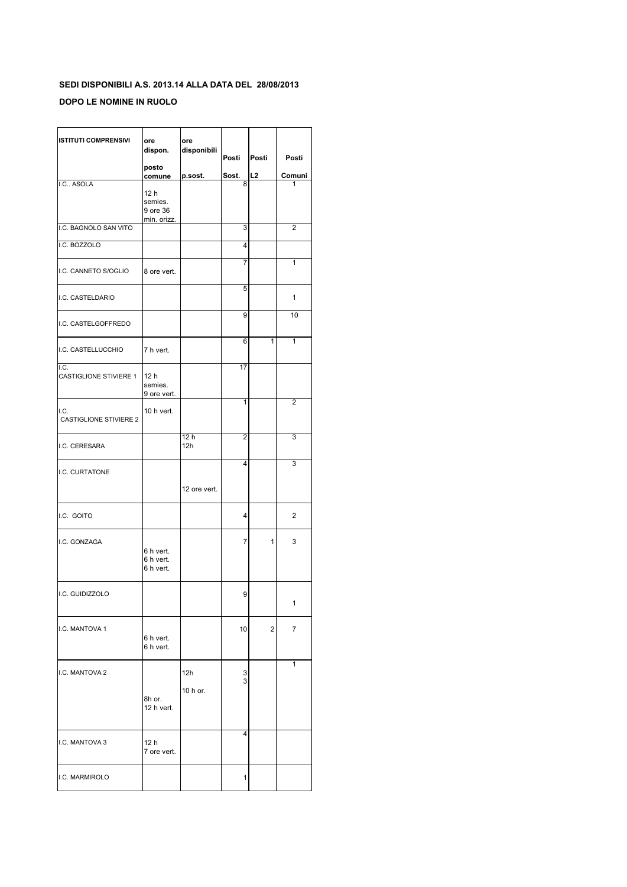**SEDI DISPONIBILI A.S. 2013.14 ALLA DATA DEL 28/08/2013**

**DOPO LE NOMINE IN RUOLO**

| ISTITUTI COMPRENSIVI | ore dispon. posto comune | ore disponibili p.sost. | Posti Sost. | Posti L2 | Posti Comuni |
|---|---|---|---|---|---|
| I.C.. ASOLA | 12 h semies. 9 ore 36 min. orizz. | | 8 | | 1 |
| I.C. BAGNOLO SAN VITO | | | 3 | | 2 |
| I.C. BOZZOLO | | | 4 | | |
| I.C. CANNETO S/OGLIO | 8 ore vert. | | 7 | | 1 |
| I.C. CASTELDARIO | | | 5 | | 1 |
| I.C. CASTELGOFFREDO | | | 9 | | 10 |
| I.C. CASTELLUCCHIO | 7 h vert. | | 6 | 1 | 1 |
| I.C. CASTIGLIONE STIVIERE 1 | 12 h semies. 9 ore vert. | | 17 | | |
| I.C. CASTIGLIONE STIVIERE 2 | 10 h vert. | | 1 | | 2 |
| I.C. CERESARA | | 12 h 12h | 2 | | 3 |
| I.C. CURTATONE | | 12 ore vert. | 4 | | 3 |
| I.C. GOITO | | | 4 | | 2 |
| I.C. GONZAGA | 6 h vert. 6 h vert. 6 h vert. | | 7 | 1 | 3 |
| I.C. GUIDIZZOLO | | | 9 | | 1 |
| I.C. MANTOVA 1 | 6 h vert. 6 h vert. | | 10 | 2 | 7 |
| I.C. MANTOVA 2 | 8h or. 12 h vert. | 12h 10 h or. | 3 3 | | 1 |
| I.C. MANTOVA 3 | 12 h 7 ore vert. | | 4 | | |
| I.C. MARMIROLO | | | 1 | | |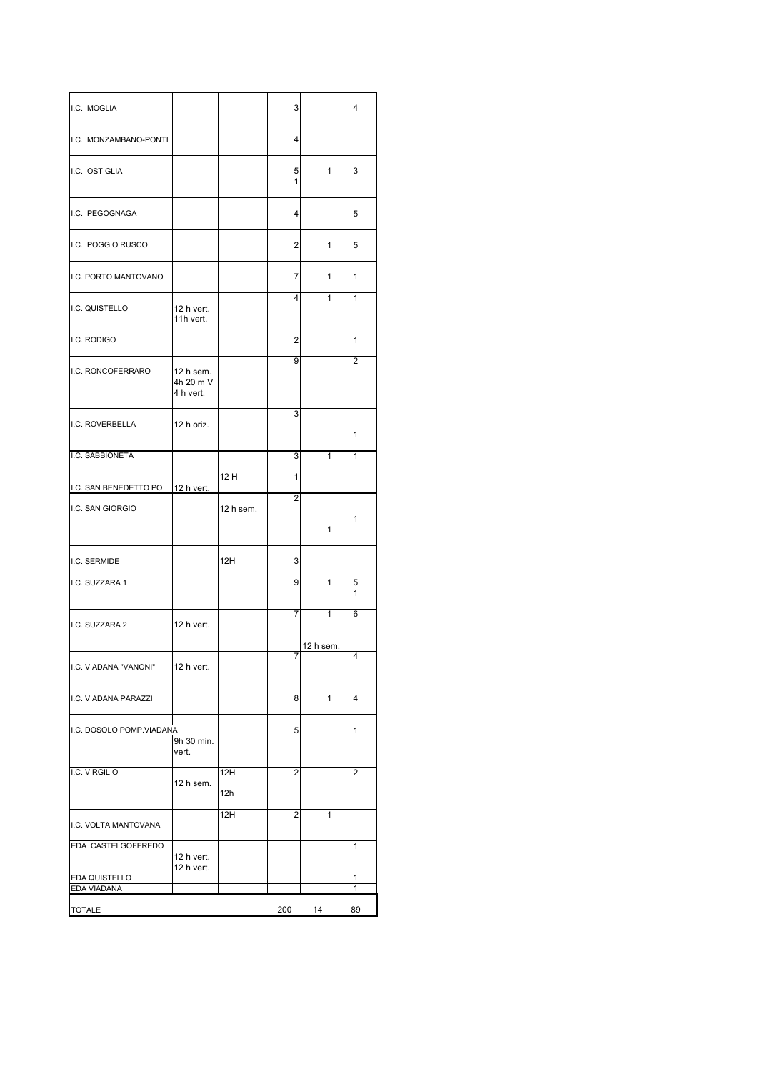| | | | | | |
|---|---|---|---|---|---|
| I.C. MOGLIA | | | 3 | | 4 |
| I.C. MONZAMBANO-PONTI | | | 4 | | |
| I.C. OSTIGLIA | | | 5<br>1 | 1 | 3 |
| I.C. PEGOGNAGA | | | 4 | | 5 |
| I.C. POGGIO RUSCO | | | 2 | 1 | 5 |
| I.C. PORTO MANTOVANO | | | 7 | 1 | 1 |
| I.C. QUISTELLO | 12 h vert.<br>11h vert. | | 4 | 1 | 1 |
| I.C. RODIGO | | | 2 | | 1 |
| I.C. RONCOFERRARO | 12 h sem.<br>4h 20 m V<br>4 h vert. | | 9 | | 2 |
| I.C. ROVERBELLA | 12 h oriz. | | 3 | | 1 |
| I.C. SABBIONETA | | | 3 | 1 | 1 |
| I.C. SAN BENEDETTO PO | 12 h vert. | 12 H | 1 | | |
| I.C. SAN GIORGIO | | 12 h sem. | 2 | 1 | 1 |
| I.C. SERMIDE | | 12H | 3 | | |
| I.C. SUZZARA 1 | | | 9 | 1 | 5<br>1 |
| I.C. SUZZARA 2 | 12 h vert. | | 7 | 1<br>12 h sem. | 6 |
| I.C. VIADANA "VANONI" | 12 h vert. | | 7 | | 4 |
| I.C. VIADANA PARAZZI | | | 8 | 1 | 4 |
| I.C. DOSOLO POMP.VIADANA | 9h 30 min. vert. | | 5 | | 1 |
| I.C. VIRGILIO | 12 h sem. | 12H<br>12h | 2 | | 2 |
| I.C. VOLTA MANTOVANA | | 12H | 2 | 1 | |
| EDA CASTELGOFFREDO | 12 h vert.<br>12 h vert. | | | | 1 |
| EDA QUISTELLO | | | | | 1 |
| EDA VIADANA | | | | | 1 |
| TOTALE | | | 200 | 14 | 89 |